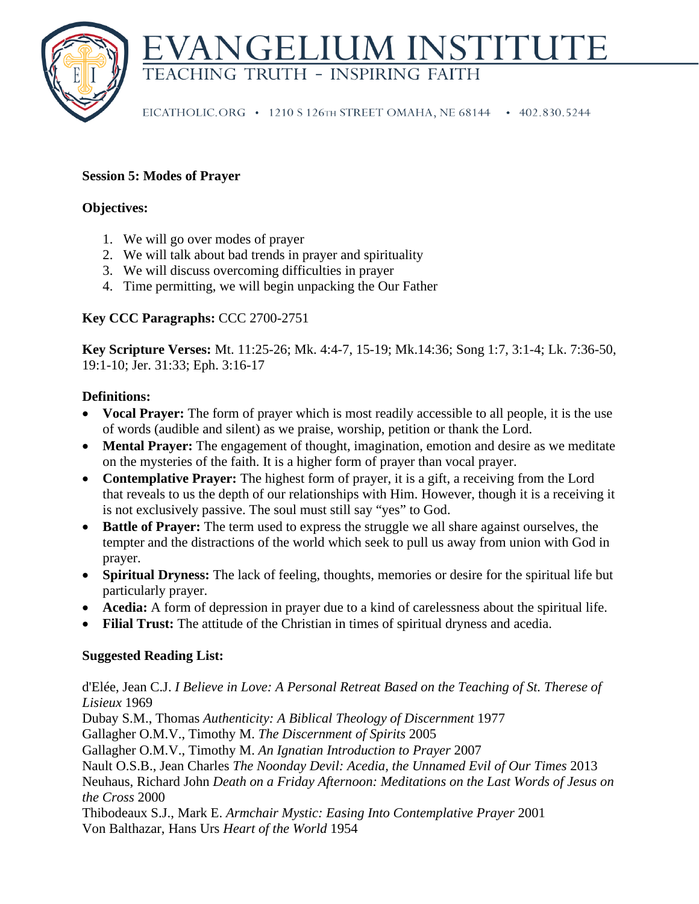# EVANGELIUM INSTITUTE

TEACHING TRUTH - INSPIRING FAITH

EICATHOLIC.ORG • 1210 S 126TH STREET OMAHA, NE 68144 • 402.830.5244

**Session 5: Modes of Prayer**

**Objectives:**

1. We will go over modes of prayer
2. We will talk about bad trends in prayer and spirituality
3. We will discuss overcoming difficulties in prayer
4. Time permitting, we will begin unpacking the Our Father

**Key CCC Paragraphs:** CCC 2700-2751

**Key Scripture Verses:** Mt. 11:25-26; Mk. 4:4-7, 15-19; Mk.14:36; Song 1:7, 3:1-4; Lk. 7:36-50, 19:1-10; Jer. 31:33; Eph. 3:16-17

**Definitions:**

- **Vocal Prayer:** The form of prayer which is most readily accessible to all people, it is the use of words (audible and silent) as we praise, worship, petition or thank the Lord.
- **Mental Prayer:** The engagement of thought, imagination, emotion and desire as we meditate on the mysteries of the faith. It is a higher form of prayer than vocal prayer.
- **Contemplative Prayer:** The highest form of prayer, it is a gift, a receiving from the Lord that reveals to us the depth of our relationships with Him. However, though it is a receiving it is not exclusively passive. The soul must still say "yes" to God.
- **Battle of Prayer:** The term used to express the struggle we all share against ourselves, the tempter and the distractions of the world which seek to pull us away from union with God in prayer.
- **Spiritual Dryness:** The lack of feeling, thoughts, memories or desire for the spiritual life but particularly prayer.
- **Acedia:** A form of depression in prayer due to a kind of carelessness about the spiritual life.
- **Filial Trust:** The attitude of the Christian in times of spiritual dryness and acedia.

**Suggested Reading List:**

d'Elée, Jean C.J. *I Believe in Love: A Personal Retreat Based on the Teaching of St. Therese of Lisieux* 1969
Dubay S.M., Thomas *Authenticity: A Biblical Theology of Discernment* 1977
Gallagher O.M.V., Timothy M. *The Discernment of Spirits* 2005
Gallagher O.M.V., Timothy M. *An Ignatian Introduction to Prayer* 2007
Nault O.S.B., Jean Charles *The Noonday Devil: Acedia, the Unnamed Evil of Our Times* 2013
Neuhaus, Richard John *Death on a Friday Afternoon: Meditations on the Last Words of Jesus on the Cross* 2000
Thibodeaux S.J., Mark E. *Armchair Mystic: Easing Into Contemplative Prayer* 2001
Von Balthazar, Hans Urs *Heart of the World* 1954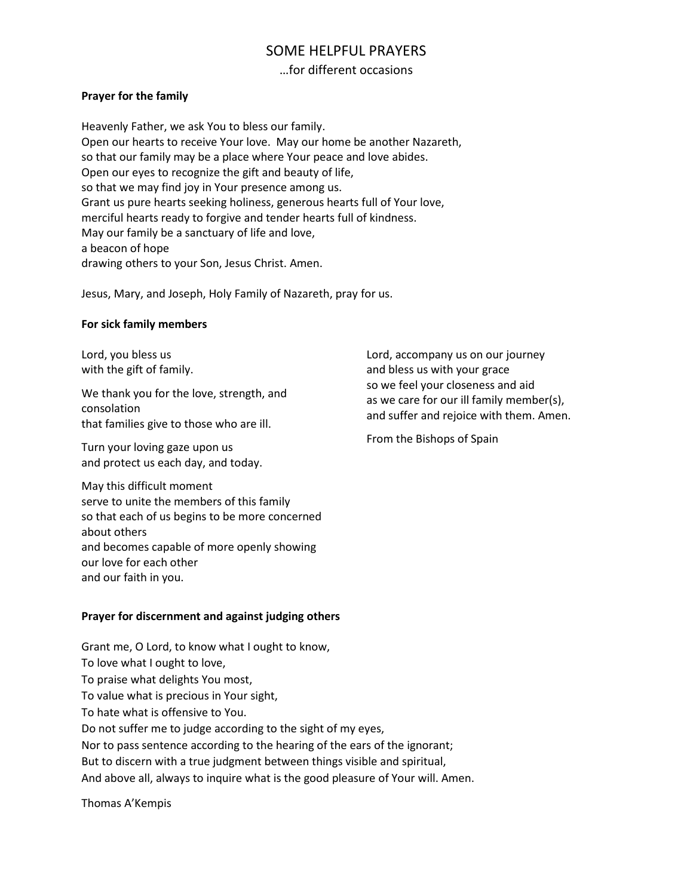# SOME HELPFUL PRAYERS

…for different occasions

**Prayer for the family**

Heavenly Father, we ask You to bless our family.
Open our hearts to receive Your love. May our home be another Nazareth,
so that our family may be a place where Your peace and love abides.
Open our eyes to recognize the gift and beauty of life,
so that we may find joy in Your presence among us.
Grant us pure hearts seeking holiness, generous hearts full of Your love,
merciful hearts ready to forgive and tender hearts full of kindness.
May our family be a sanctuary of life and love,
a beacon of hope
drawing others to your Son, Jesus Christ. Amen.

Jesus, Mary, and Joseph, Holy Family of Nazareth, pray for us.

**For sick family members**

Lord, you bless us
with the gift of family.

We thank you for the love, strength, and consolation
that families give to those who are ill.

Turn your loving gaze upon us
and protect us each day, and today.

May this difficult moment
serve to unite the members of this family
so that each of us begins to be more concerned about others
and becomes capable of more openly showing our love for each other
and our faith in you.

Lord, accompany us on our journey
and bless us with your grace
so we feel your closeness and aid
as we care for our ill family member(s),
and suffer and rejoice with them. Amen.

From the Bishops of Spain

**Prayer for discernment and against judging others**

Grant me, O Lord, to know what I ought to know,
To love what I ought to love,
To praise what delights You most,
To value what is precious in Your sight,
To hate what is offensive to You.
Do not suffer me to judge according to the sight of my eyes,
Nor to pass sentence according to the hearing of the ears of the ignorant;
But to discern with a true judgment between things visible and spiritual,
And above all, always to inquire what is the good pleasure of Your will. Amen.

Thomas A'Kempis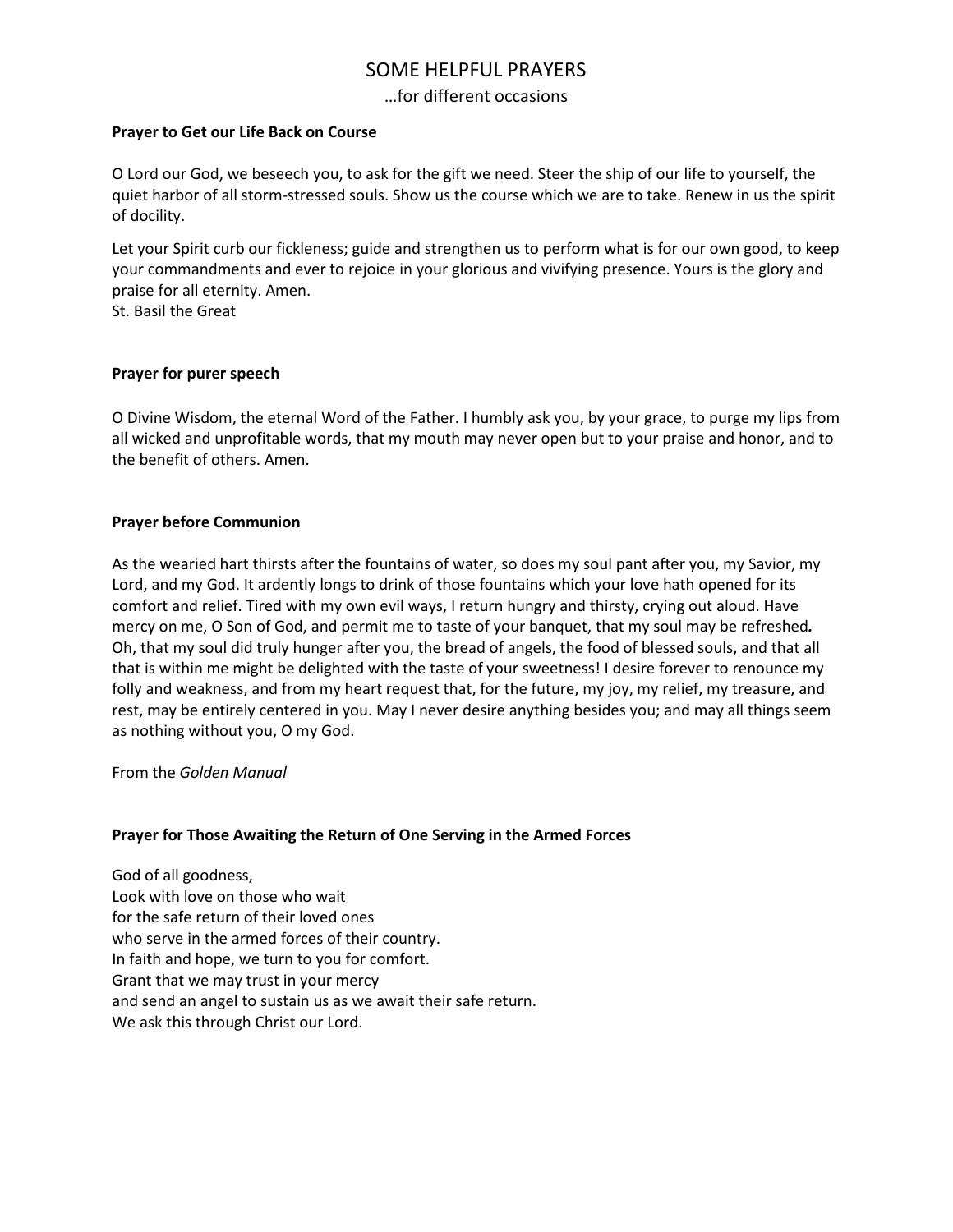# SOME HELPFUL PRAYERS

…for different occasions

**Prayer to Get our Life Back on Course**

O Lord our God, we beseech you, to ask for the gift we need. Steer the ship of our life to yourself, the quiet harbor of all storm-stressed souls. Show us the course which we are to take. Renew in us the spirit of docility.

Let your Spirit curb our fickleness; guide and strengthen us to perform what is for our own good, to keep your commandments and ever to rejoice in your glorious and vivifying presence. Yours is the glory and praise for all eternity. Amen.
St. Basil the Great

**Prayer for purer speech**

O Divine Wisdom, the eternal Word of the Father. I humbly ask you, by your grace, to purge my lips from all wicked and unprofitable words, that my mouth may never open but to your praise and honor, and to the benefit of others. Amen.

**Prayer before Communion**

As the wearied hart thirsts after the fountains of water, so does my soul pant after you, my Savior, my Lord, and my God. It ardently longs to drink of those fountains which your love hath opened for its comfort and relief. Tired with my own evil ways, I return hungry and thirsty, crying out aloud. Have mercy on me, O Son of God, and permit me to taste of your banquet, that my soul may be refreshed***.*** Oh, that my soul did truly hunger after you, the bread of angels, the food of blessed souls, and that all that is within me might be delighted with the taste of your sweetness! I desire forever to renounce my folly and weakness, and from my heart request that, for the future, my joy, my relief, my treasure, and rest, may be entirely centered in you. May I never desire anything besides you; and may all things seem as nothing without you, O my God.

From the *Golden Manual*

**Prayer for Those Awaiting the Return of One Serving in the Armed Forces**

God of all goodness,
Look with love on those who wait
for the safe return of their loved ones
who serve in the armed forces of their country.
In faith and hope, we turn to you for comfort.
Grant that we may trust in your mercy
and send an angel to sustain us as we await their safe return.
We ask this through Christ our Lord.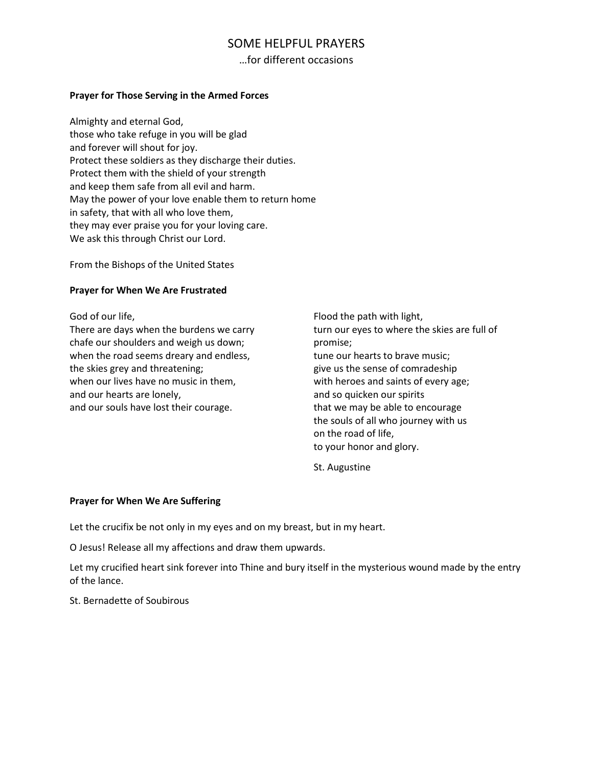# SOME HELPFUL PRAYERS

…for different occasions

**Prayer for Those Serving in the Armed Forces**

Almighty and eternal God,
those who take refuge in you will be glad
and forever will shout for joy.
Protect these soldiers as they discharge their duties.
Protect them with the shield of your strength
and keep them safe from all evil and harm.
May the power of your love enable them to return home
in safety, that with all who love them,
they may ever praise you for your loving care.
We ask this through Christ our Lord.

From the Bishops of the United States

**Prayer for When We Are Frustrated**

God of our life,
There are days when the burdens we carry
chafe our shoulders and weigh us down;
when the road seems dreary and endless,
the skies grey and threatening;
when our lives have no music in them,
and our hearts are lonely,
and our souls have lost their courage.

Flood the path with light,
turn our eyes to where the skies are full of promise;
tune our hearts to brave music;
give us the sense of comradeship
with heroes and saints of every age;
and so quicken our spirits
that we may be able to encourage
the souls of all who journey with us
on the road of life,
to your honor and glory.

St. Augustine

**Prayer for When We Are Suffering**

Let the crucifix be not only in my eyes and on my breast, but in my heart.

O Jesus! Release all my affections and draw them upwards.

Let my crucified heart sink forever into Thine and bury itself in the mysterious wound made by the entry of the lance.

St. Bernadette of Soubirous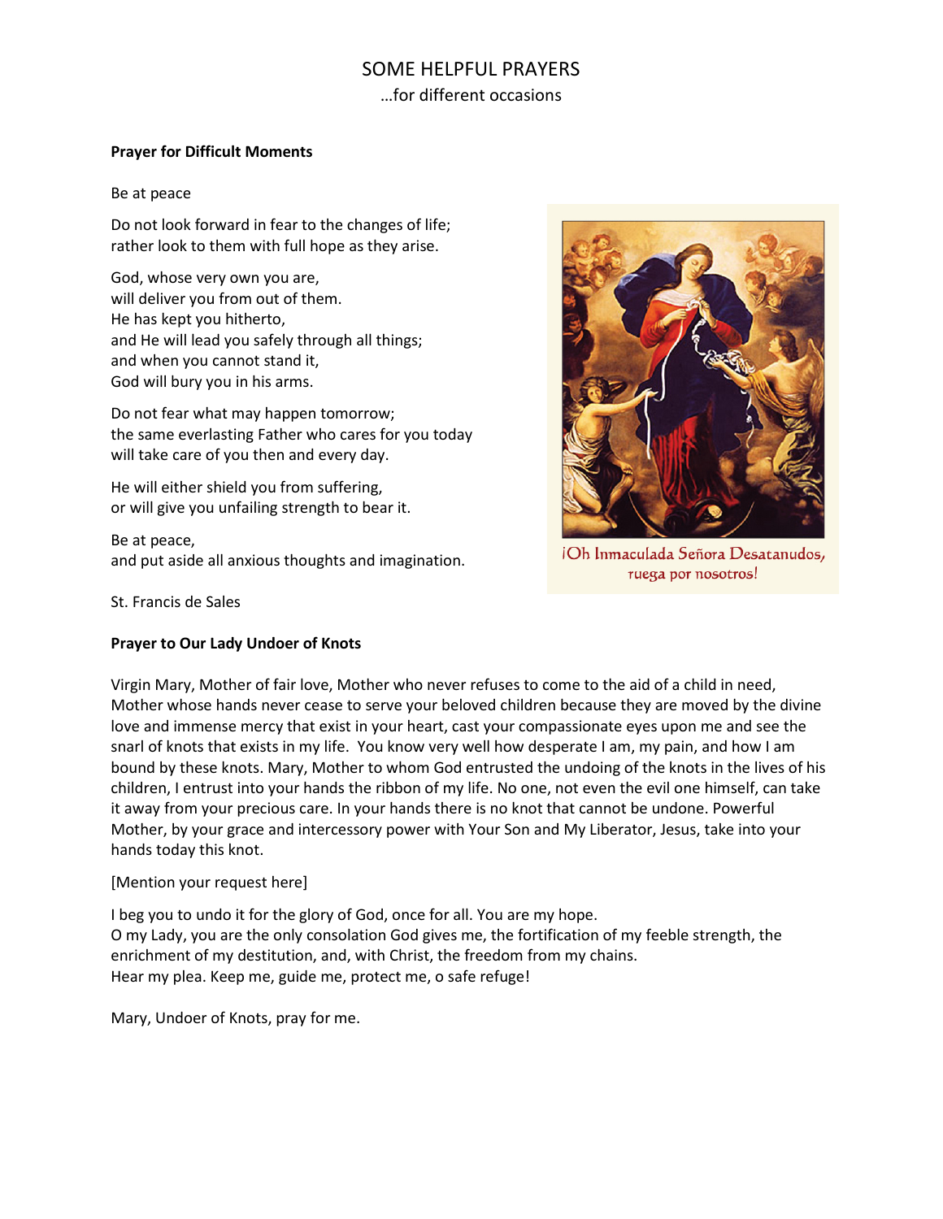# SOME HELPFUL PRAYERS

…for different occasions

**Prayer for Difficult Moments**

Be at peace

Do not look forward in fear to the changes of life;
rather look to them with full hope as they arise.

God, whose very own you are,
will deliver you from out of them.
He has kept you hitherto,
and He will lead you safely through all things;
and when you cannot stand it,
God will bury you in his arms.

Do not fear what may happen tomorrow;
the same everlasting Father who cares for you today
will take care of you then and every day.

He will either shield you from suffering,
or will give you unfailing strength to bear it.

Be at peace,
and put aside all anxious thoughts and imagination.

St. Francis de Sales

¡Oh Inmaculada Señora Desatanudos,
ruega por nosotros!

**Prayer to Our Lady Undoer of Knots**

Virgin Mary, Mother of fair love, Mother who never refuses to come to the aid of a child in need, Mother whose hands never cease to serve your beloved children because they are moved by the divine love and immense mercy that exist in your heart, cast your compassionate eyes upon me and see the snarl of knots that exists in my life. You know very well how desperate I am, my pain, and how I am bound by these knots. Mary, Mother to whom God entrusted the undoing of the knots in the lives of his children, I entrust into your hands the ribbon of my life. No one, not even the evil one himself, can take it away from your precious care. In your hands there is no knot that cannot be undone. Powerful Mother, by your grace and intercessory power with Your Son and My Liberator, Jesus, take into your hands today this knot.

[Mention your request here]

I beg you to undo it for the glory of God, once for all. You are my hope.
O my Lady, you are the only consolation God gives me, the fortification of my feeble strength, the enrichment of my destitution, and, with Christ, the freedom from my chains.
Hear my plea. Keep me, guide me, protect me, o safe refuge!

Mary, Undoer of Knots, pray for me.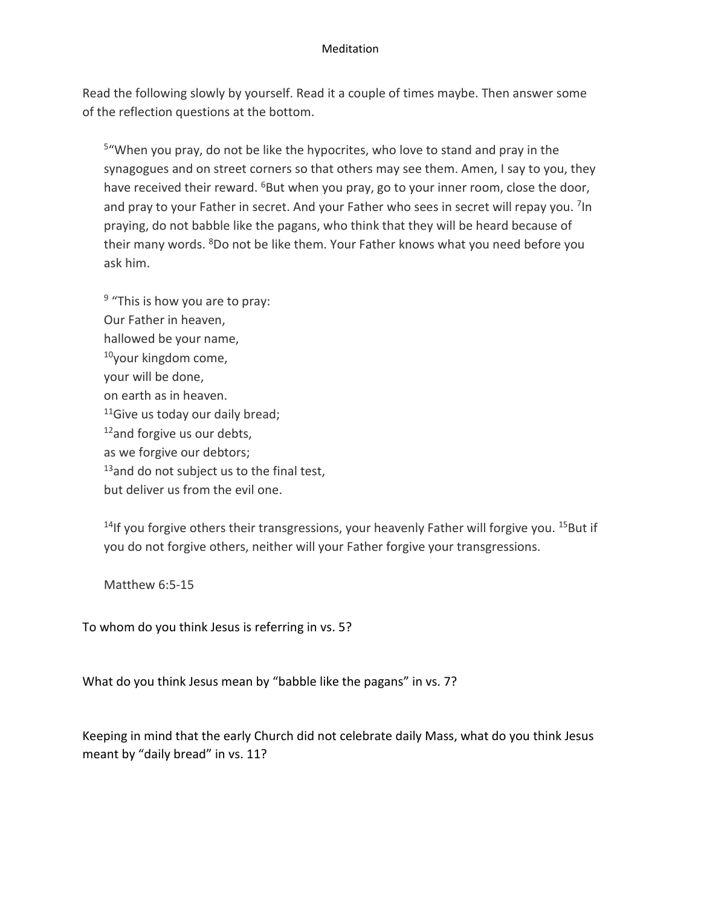# Meditation

Read the following slowly by yourself. Read it a couple of times maybe. Then answer some of the reflection questions at the bottom.

> [5]"When you pray, do not be like the hypocrites, who love to stand and pray in the synagogues and on street corners so that others may see them. Amen, I say to you, they have received their reward. [6]But when you pray, go to your inner room, close the door, and pray to your Father in secret. And your Father who sees in secret will repay you. [7]In praying, do not babble like the pagans, who think that they will be heard because of their many words. [8]Do not be like them. Your Father knows what you need before you ask him.
>
> [9] "This is how you are to pray:
> Our Father in heaven,
> hallowed be your name,
> [10]your kingdom come,
> your will be done,
> on earth as in heaven.
> [11]Give us today our daily bread;
> [12]and forgive us our debts,
> as we forgive our debtors;
> [13]and do not subject us to the final test,
> but deliver us from the evil one.
>
> [14]If you forgive others their transgressions, your heavenly Father will forgive you. [15]But if you do not forgive others, neither will your Father forgive your transgressions.
>
> Matthew 6:5-15

To whom do you think Jesus is referring in vs. 5?

What do you think Jesus mean by "babble like the pagans" in vs. 7?

Keeping in mind that the early Church did not celebrate daily Mass, what do you think Jesus meant by "daily bread" in vs. 11?